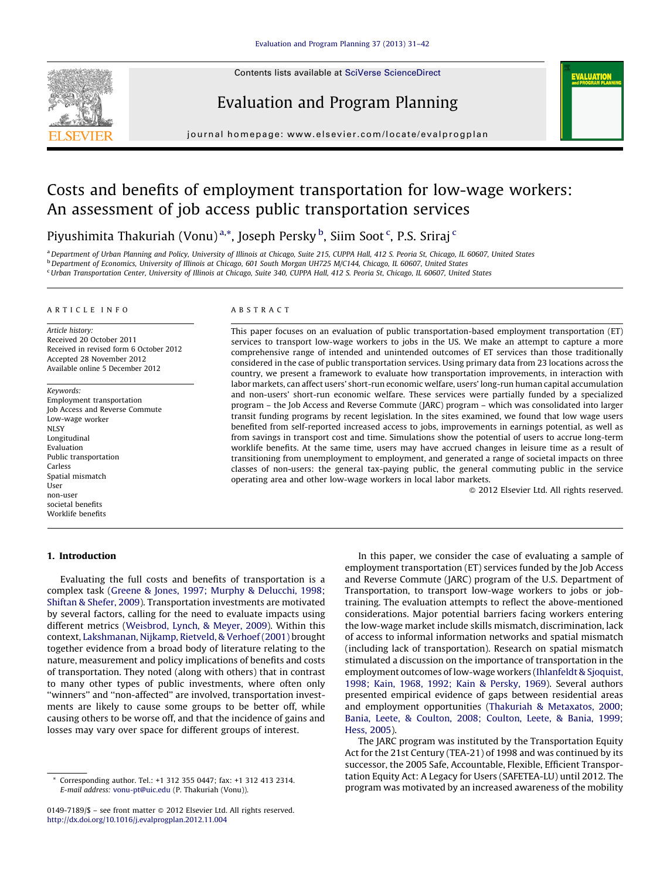Contents lists available at SciVerse ScienceDirect

# Evaluation and Program Planning

journal homepage: www.elsevier.com/locate/evalprogplan

# Costs and benefits of employment transportation for low-wage workers: An assessment of job access public transportation services

Piyushimita Thakuriah (Vonu)[a,*], Joseph Persky[b], Siim Soot[c], P.S. Sriraj[c]

[a] Department of Urban Planning and Policy, University of Illinois at Chicago, Suite 215, CUPPA Hall, 412 S. Peoria St, Chicago, IL 60607, United States
[b] Department of Economics, University of Illinois at Chicago, 601 South Morgan UH725 M/C144, Chicago, IL 60607, United States
[c] Urban Transportation Center, University of Illinois at Chicago, Suite 340, CUPPA Hall, 412 S. Peoria St, Chicago, IL 60607, United States

**ARTICLE INFO**

*Article history:*
Received 20 October 2011
Received in revised form 6 October 2012
Accepted 28 November 2012
Available online 5 December 2012

*Keywords:*
Employment transportation
Job Access and Reverse Commute
Low-wage worker
NLSY
Longitudinal
Evaluation
Public transportation
Carless
Spatial mismatch
User
non-user
societal benefits
Worklife benefits

**ABSTRACT**

This paper focuses on an evaluation of public transportation-based employment transportation (ET) services to transport low-wage workers to jobs in the US. We make an attempt to capture a more comprehensive range of intended and unintended outcomes of ET services than those traditionally considered in the case of public transportation services. Using primary data from 23 locations across the country, we present a framework to evaluate how transportation improvements, in interaction with labor markets, can affect users' short-run economic welfare, users' long-run human capital accumulation and non-users' short-run economic welfare. These services were partially funded by a specialized program – the Job Access and Reverse Commute (JARC) program – which was consolidated into larger transit funding programs by recent legislation. In the sites examined, we found that low wage users benefited from self-reported increased access to jobs, improvements in earnings potential, as well as from savings in transport cost and time. Simulations show the potential of users to accrue long-term worklife benefits. At the same time, users may have accrued changes in leisure time as a result of transitioning from unemployment to employment, and generated a range of societal impacts on three classes of non-users: the general tax-paying public, the general commuting public in the service operating area and other low-wage workers in local labor markets.

© 2012 Elsevier Ltd. All rights reserved.

## 1. Introduction

Evaluating the full costs and benefits of transportation is a complex task (Greene & Jones, 1997; Murphy & Delucchi, 1998; Shiftan & Shefer, 2009). Transportation investments are motivated by several factors, calling for the need to evaluate impacts using different metrics (Weisbrod, Lynch, & Meyer, 2009). Within this context, Lakshmanan, Nijkamp, Rietveld, & Verhoef (2001) brought together evidence from a broad body of literature relating to the nature, measurement and policy implications of benefits and costs of transportation. They noted (along with others) that in contrast to many other types of public investments, where often only "winners" and "non-affected" are involved, transportation investments are likely to cause some groups to be better off, while causing others to be worse off, and that the incidence of gains and losses may vary over space for different groups of interest.

In this paper, we consider the case of evaluating a sample of employment transportation (ET) services funded by the Job Access and Reverse Commute (JARC) program of the U.S. Department of Transportation, to transport low-wage workers to jobs or job-training. The evaluation attempts to reflect the above-mentioned considerations. Major potential barriers facing workers entering the low-wage market include skills mismatch, discrimination, lack of access to informal information networks and spatial mismatch (including lack of transportation). Research on spatial mismatch stimulated a discussion on the importance of transportation in the employment outcomes of low-wage workers (Ihlanfeldt & Sjoquist, 1998; Kain, 1968, 1992; Kain & Persky, 1969). Several authors presented empirical evidence of gaps between residential areas and employment opportunities (Thakuriah & Metaxatos, 2000; Bania, Leete, & Coulton, 2008; Coulton, Leete, & Bania, 1999; Hess, 2005).

The JARC program was instituted by the Transportation Equity Act for the 21st Century (TEA-21) of 1998 and was continued by its successor, the 2005 Safe, Accountable, Flexible, Efficient Transportation Equity Act: A Legacy for Users (SAFETEA-LU) until 2012. The program was motivated by an increased awareness of the mobility

\* Corresponding author. Tel.: +1 312 355 0447; fax: +1 312 413 2314.
*E-mail address:* vonu-pt@uic.edu (P. Thakuriah (Vonu)).

0149-7189/$ – see front matter © 2012 Elsevier Ltd. All rights reserved.
http://dx.doi.org/10.1016/j.evalprogplan.2012.11.004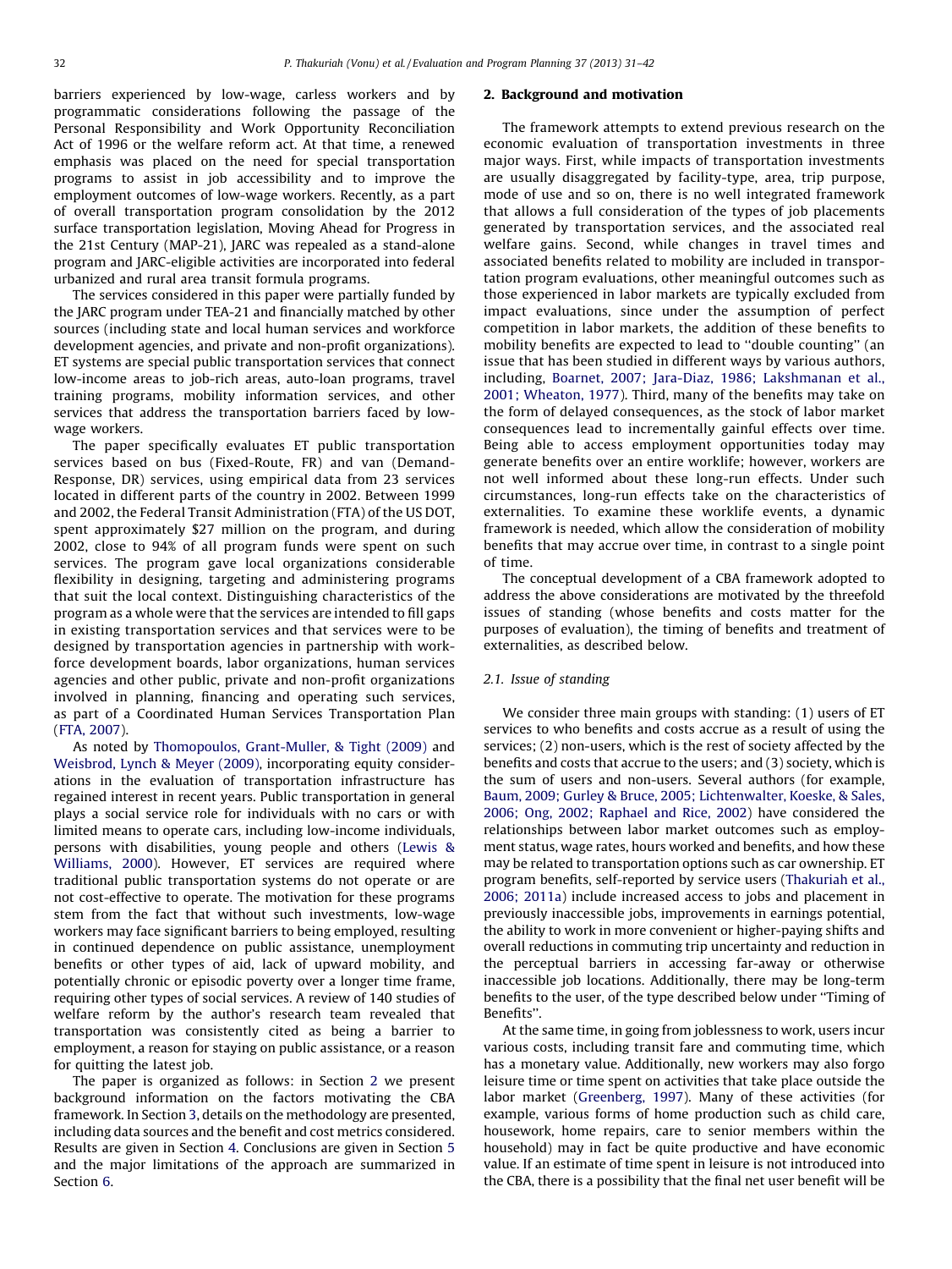barriers experienced by low-wage, carless workers and by programmatic considerations following the passage of the Personal Responsibility and Work Opportunity Reconciliation Act of 1996 or the welfare reform act. At that time, a renewed emphasis was placed on the need for special transportation programs to assist in job accessibility and to improve the employment outcomes of low-wage workers. Recently, as a part of overall transportation program consolidation by the 2012 surface transportation legislation, Moving Ahead for Progress in the 21st Century (MAP-21), JARC was repealed as a stand-alone program and JARC-eligible activities are incorporated into federal urbanized and rural area transit formula programs.

The services considered in this paper were partially funded by the JARC program under TEA-21 and financially matched by other sources (including state and local human services and workforce development agencies, and private and non-profit organizations). ET systems are special public transportation services that connect low-income areas to job-rich areas, auto-loan programs, travel training programs, mobility information services, and other services that address the transportation barriers faced by low-wage workers.

The paper specifically evaluates ET public transportation services based on bus (Fixed-Route, FR) and van (Demand-Response, DR) services, using empirical data from 23 services located in different parts of the country in 2002. Between 1999 and 2002, the Federal Transit Administration (FTA) of the US DOT, spent approximately $27 million on the program, and during 2002, close to 94% of all program funds were spent on such services. The program gave local organizations considerable flexibility in designing, targeting and administering programs that suit the local context. Distinguishing characteristics of the program as a whole were that the services are intended to fill gaps in existing transportation services and that services were to be designed by transportation agencies in partnership with workforce development boards, labor organizations, human services agencies and other public, private and non-profit organizations involved in planning, financing and operating such services, as part of a Coordinated Human Services Transportation Plan (FTA, 2007).

As noted by Thomopoulos, Grant-Muller, & Tight (2009) and Weisbrod, Lynch & Meyer (2009), incorporating equity considerations in the evaluation of transportation infrastructure has regained interest in recent years. Public transportation in general plays a social service role for individuals with no cars or with limited means to operate cars, including low-income individuals, persons with disabilities, young people and others (Lewis & Williams, 2000). However, ET services are required where traditional public transportation systems do not operate or are not cost-effective to operate. The motivation for these programs stem from the fact that without such investments, low-wage workers may face significant barriers to being employed, resulting in continued dependence on public assistance, unemployment benefits or other types of aid, lack of upward mobility, and potentially chronic or episodic poverty over a longer time frame, requiring other types of social services. A review of 140 studies of welfare reform by the author's research team revealed that transportation was consistently cited as being a barrier to employment, a reason for staying on public assistance, or a reason for quitting the latest job.

The paper is organized as follows: in Section 2 we present background information on the factors motivating the CBA framework. In Section 3, details on the methodology are presented, including data sources and the benefit and cost metrics considered. Results are given in Section 4. Conclusions are given in Section 5 and the major limitations of the approach are summarized in Section 6.

## 2. Background and motivation

The framework attempts to extend previous research on the economic evaluation of transportation investments in three major ways. First, while impacts of transportation investments are usually disaggregated by facility-type, area, trip purpose, mode of use and so on, there is no well integrated framework that allows a full consideration of the types of job placements generated by transportation services, and the associated real welfare gains. Second, while changes in travel times and associated benefits related to mobility are included in transportation program evaluations, other meaningful outcomes such as those experienced in labor markets are typically excluded from impact evaluations, since under the assumption of perfect competition in labor markets, the addition of these benefits to mobility benefits are expected to lead to "double counting" (an issue that has been studied in different ways by various authors, including, Boarnet, 2007; Jara-Diaz, 1986; Lakshmanan et al., 2001; Wheaton, 1977). Third, many of the benefits may take on the form of delayed consequences, as the stock of labor market consequences lead to incrementally gainful effects over time. Being able to access employment opportunities today may generate benefits over an entire worklife; however, workers are not well informed about these long-run effects. Under such circumstances, long-run effects take on the characteristics of externalities. To examine these worklife events, a dynamic framework is needed, which allow the consideration of mobility benefits that may accrue over time, in contrast to a single point of time.

The conceptual development of a CBA framework adopted to address the above considerations are motivated by the threefold issues of standing (whose benefits and costs matter for the purposes of evaluation), the timing of benefits and treatment of externalities, as described below.

### 2.1. Issue of standing

We consider three main groups with standing: (1) users of ET services to who benefits and costs accrue as a result of using the services; (2) non-users, which is the rest of society affected by the benefits and costs that accrue to the users; and (3) society, which is the sum of users and non-users. Several authors (for example, Baum, 2009; Gurley & Bruce, 2005; Lichtenwalter, Koeske, & Sales, 2006; Ong, 2002; Raphael and Rice, 2002) have considered the relationships between labor market outcomes such as employment status, wage rates, hours worked and benefits, and how these may be related to transportation options such as car ownership. ET program benefits, self-reported by service users (Thakuriah et al., 2006; 2011a) include increased access to jobs and placement in previously inaccessible jobs, improvements in earnings potential, the ability to work in more convenient or higher-paying shifts and overall reductions in commuting trip uncertainty and reduction in the perceptual barriers in accessing far-away or otherwise inaccessible job locations. Additionally, there may be long-term benefits to the user, of the type described below under "Timing of Benefits".

At the same time, in going from joblessness to work, users incur various costs, including transit fare and commuting time, which has a monetary value. Additionally, new workers may also forgo leisure time or time spent on activities that take place outside the labor market (Greenberg, 1997). Many of these activities (for example, various forms of home production such as child care, housework, home repairs, care to senior members within the household) may in fact be quite productive and have economic value. If an estimate of time spent in leisure is not introduced into the CBA, there is a possibility that the final net user benefit will be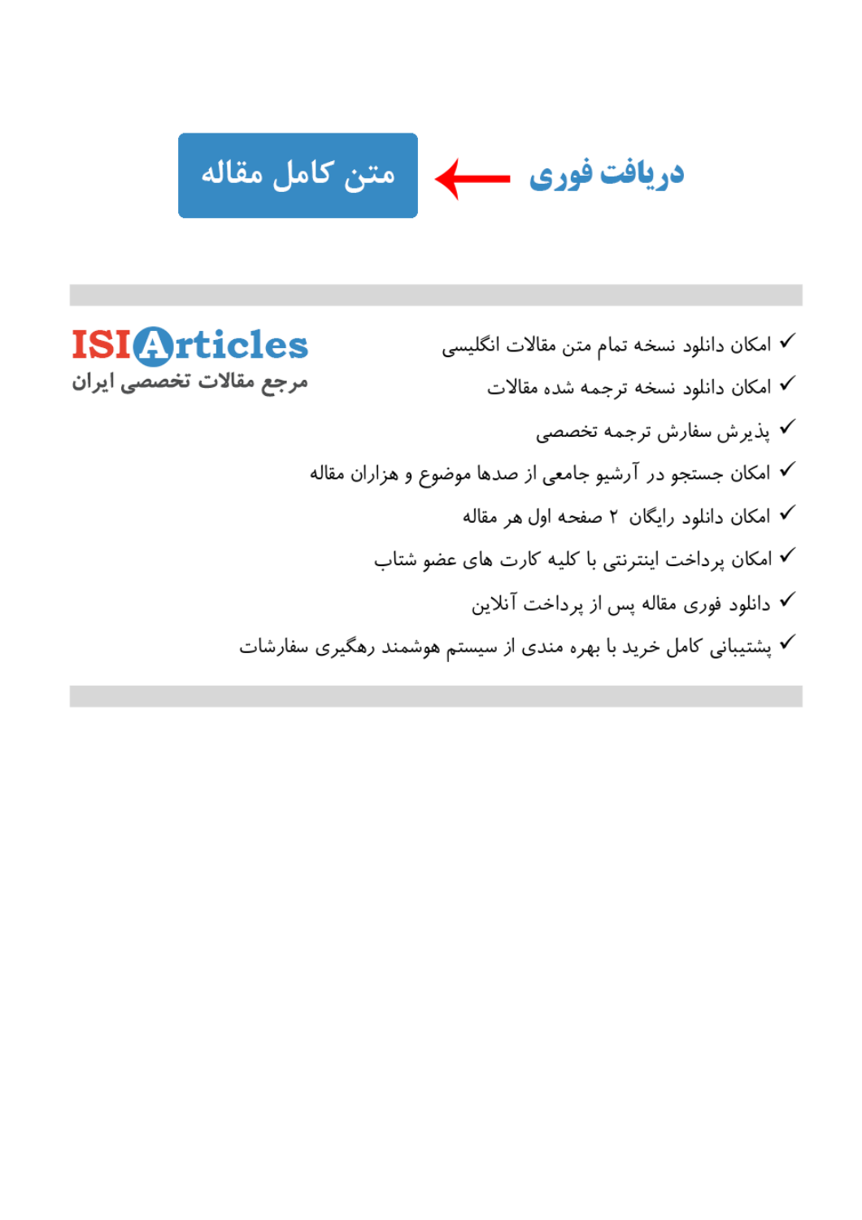دریافت فوری ← متن کامل مقاله

**ISIArticles**
مرجع مقالات تخصصی ایران

- ✓ امکان دانلود نسخه تمام متن مقالات انگلیسی
- ✓ امکان دانلود نسخه ترجمه شده مقالات
- ✓ پذیرش سفارش ترجمه تخصصی
- ✓ امکان جستجو در آرشیو جامعی از صدها موضوع و هزاران مقاله
- ✓ امکان دانلود رایگان ۲ صفحه اول هر مقاله
- ✓ امکان پرداخت اینترنتی با کلیه کارت های عضو شتاب
- ✓ دانلود فوری مقاله پس از پرداخت آنلاین
- ✓ پشتیبانی کامل خرید با بهره مندی از سیستم هوشمند رهگیری سفارشات